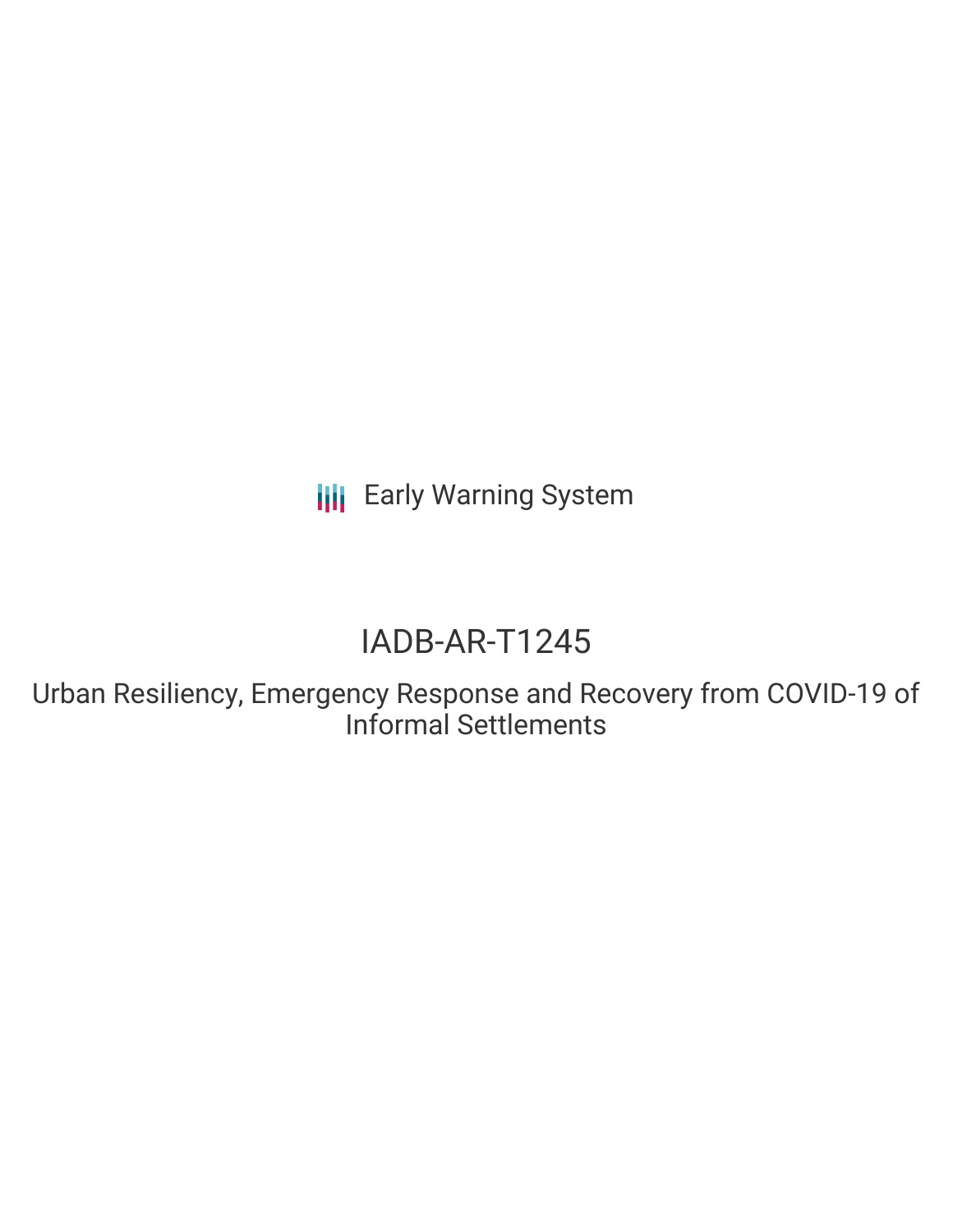Early Warning System

# IADB-AR-T1245

## Urban Resiliency, Emergency Response and Recovery from COVID-19 of Informal Settlements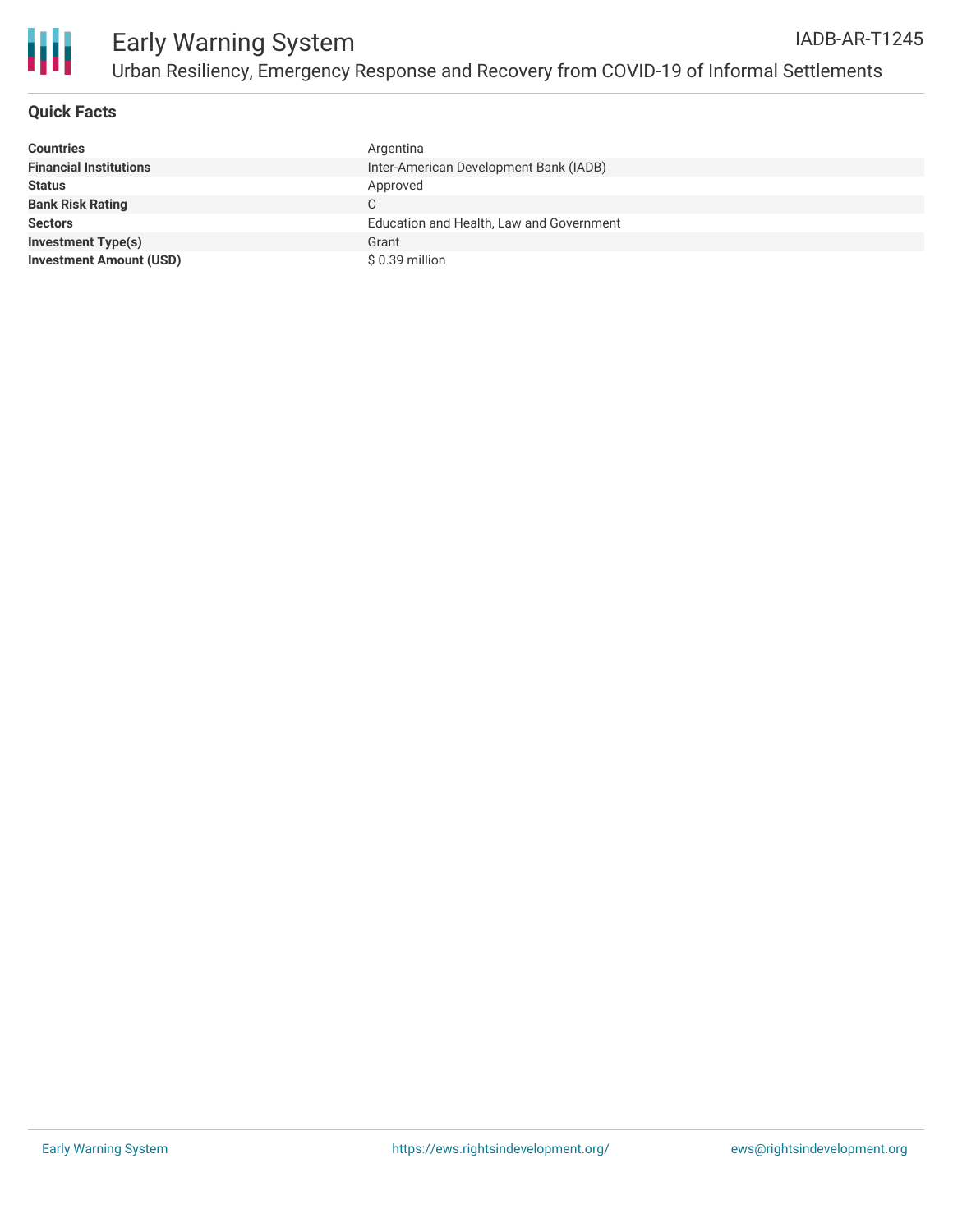# Early Warning System

IADB-AR-T1245

## Urban Resiliency, Emergency Response and Recovery from COVID-19 of Informal Settlements

### Quick Facts

| | |
|---|---|
| **Countries** | Argentina |
| **Financial Institutions** | Inter-American Development Bank (IADB) |
| **Status** | Approved |
| **Bank Risk Rating** | C |
| **Sectors** | Education and Health, Law and Government |
| **Investment Type(s)** | Grant |
| **Investment Amount (USD)** | $ 0.39 million |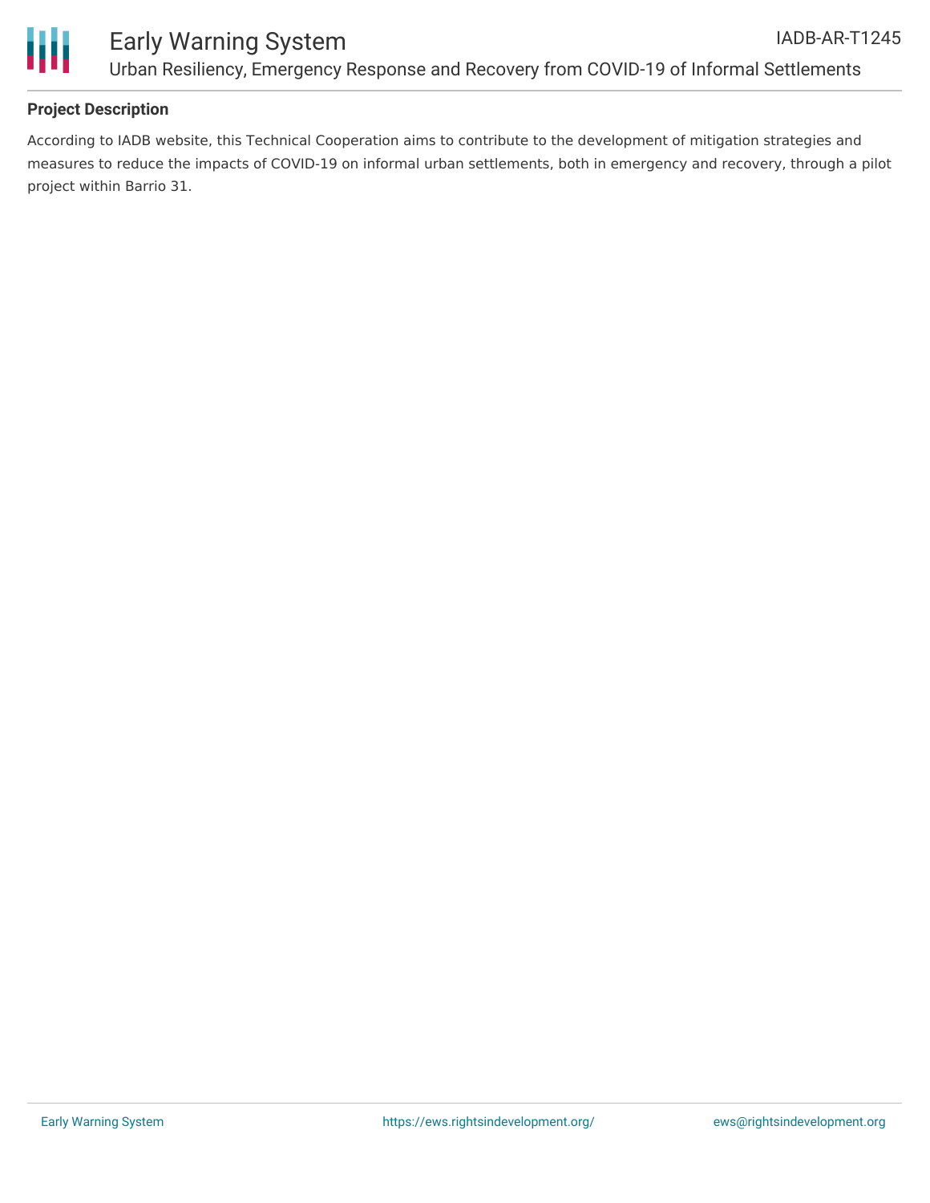### Project Description

According to IADB website, this Technical Cooperation aims to contribute to the development of mitigation strategies and measures to reduce the impacts of COVID-19 on informal urban settlements, both in emergency and recovery, through a pilot project within Barrio 31.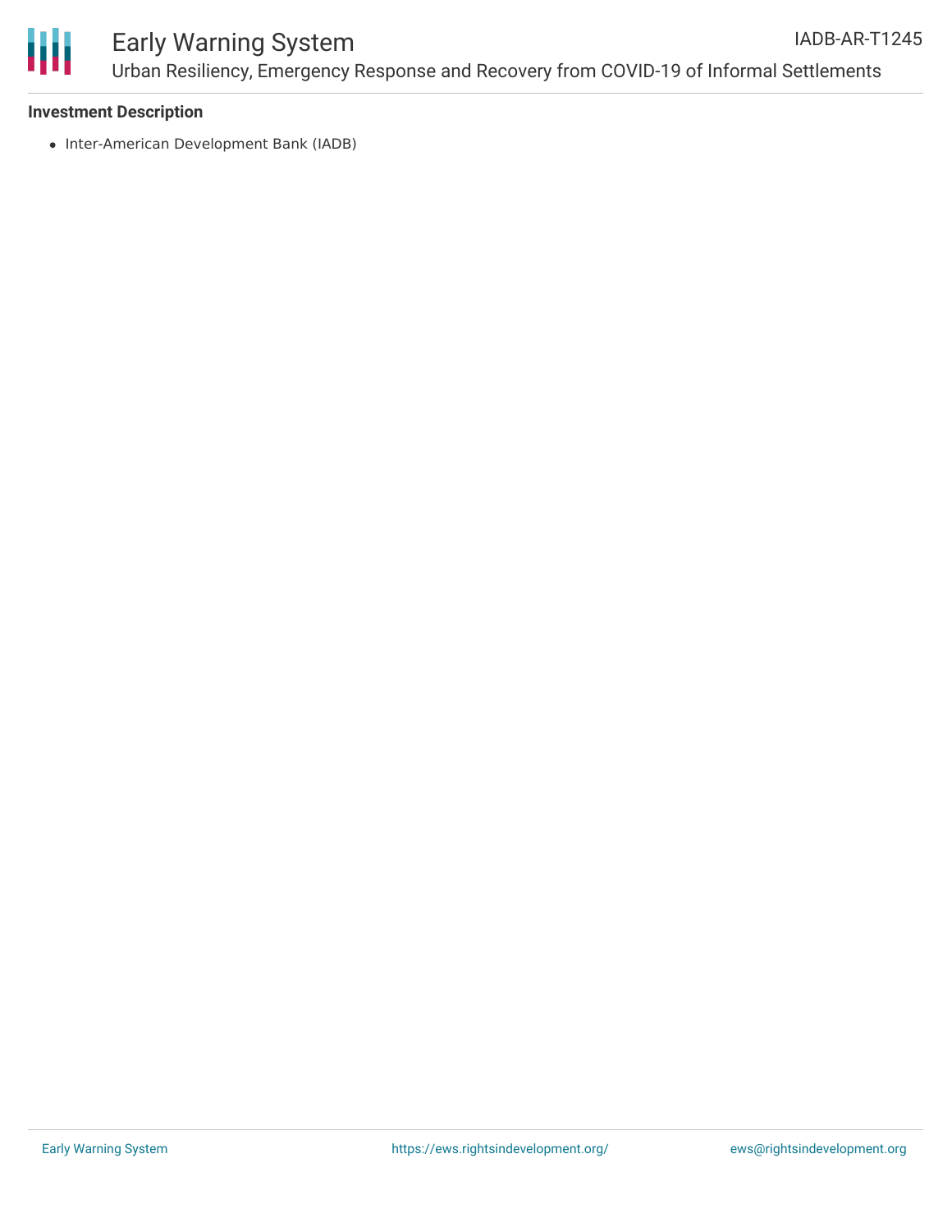### Investment Description

- Inter-American Development Bank (IADB)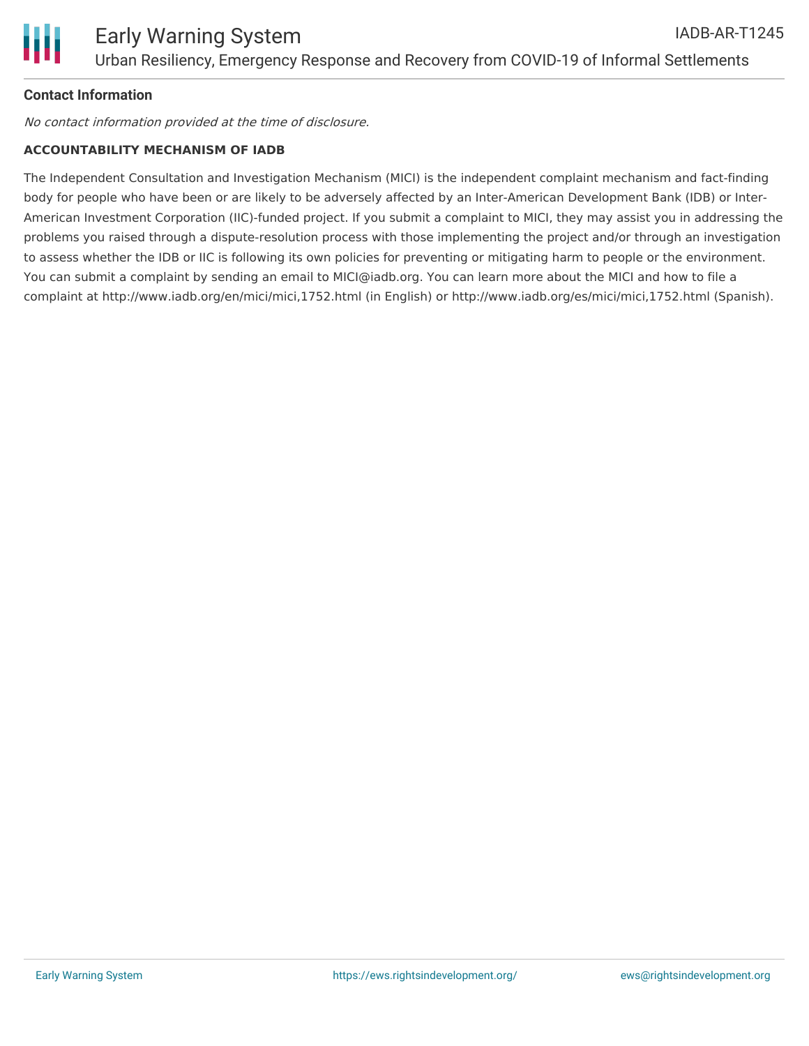**Contact Information**

*No contact information provided at the time of disclosure.*

**ACCOUNTABILITY MECHANISM OF IADB**

The Independent Consultation and Investigation Mechanism (MICI) is the independent complaint mechanism and fact-finding body for people who have been or are likely to be adversely affected by an Inter-American Development Bank (IDB) or Inter-American Investment Corporation (IIC)-funded project. If you submit a complaint to MICI, they may assist you in addressing the problems you raised through a dispute-resolution process with those implementing the project and/or through an investigation to assess whether the IDB or IIC is following its own policies for preventing or mitigating harm to people or the environment. You can submit a complaint by sending an email to MICI@iadb.org. You can learn more about the MICI and how to file a complaint at http://www.iadb.org/en/mici/mici,1752.html (in English) or http://www.iadb.org/es/mici/mici,1752.html (Spanish).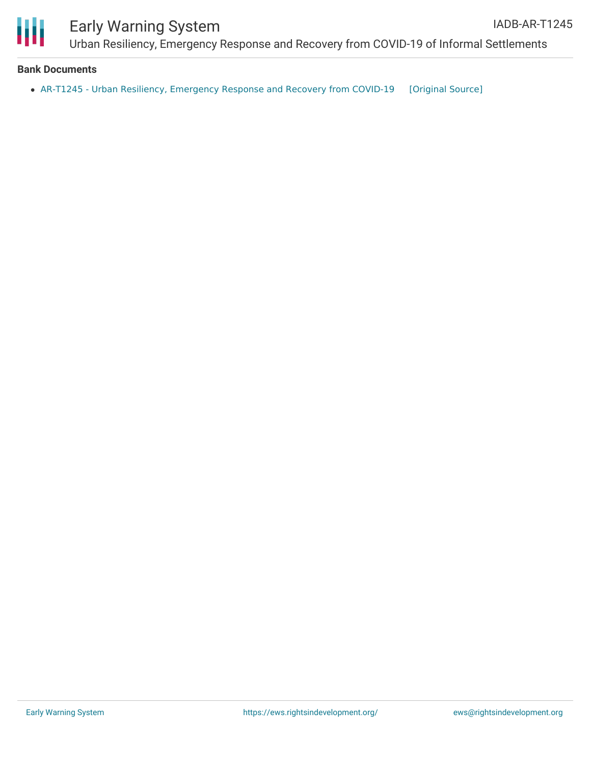**Bank Documents**

- AR-T1245 - Urban Resiliency, Emergency Response and Recovery from COVID-19 [Original Source]